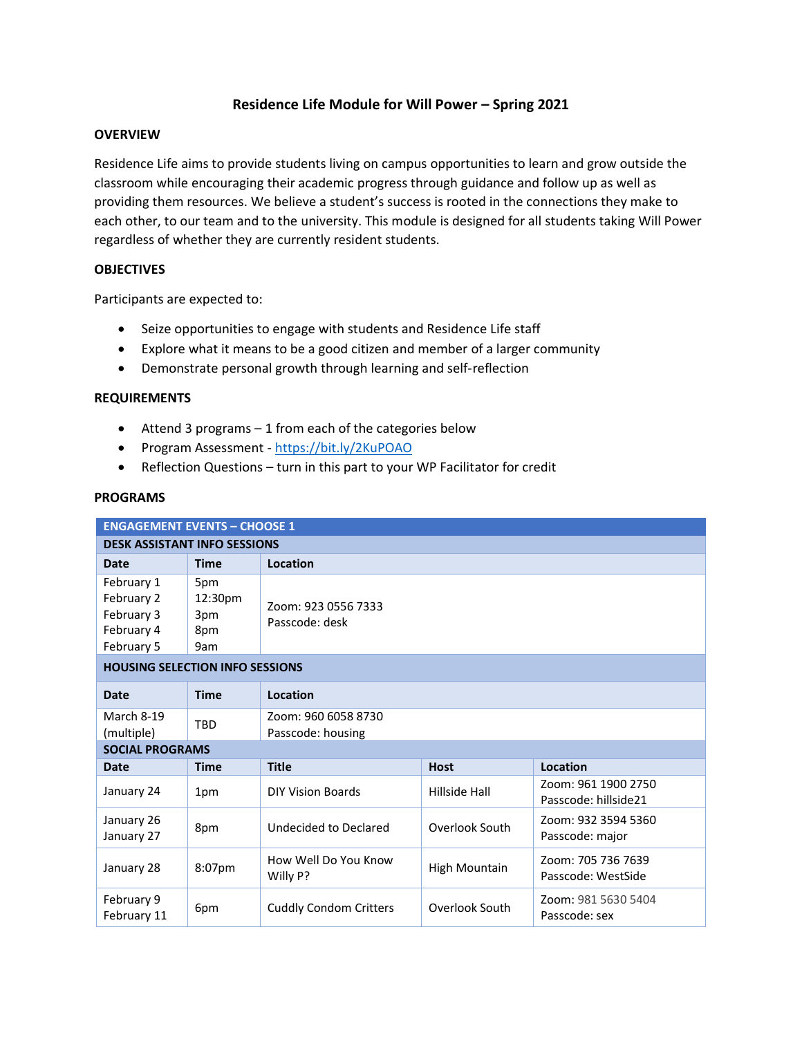# Residence Life Module for Will Power – Spring 2021

## OVERVIEW

Residence Life aims to provide students living on campus opportunities to learn and grow outside the classroom while encouraging their academic progress through guidance and follow up as well as providing them resources. We believe a student's success is rooted in the connections they make to each other, to our team and to the university. This module is designed for all students taking Will Power regardless of whether they are currently resident students.

## OBJECTIVES

Participants are expected to:

- Seize opportunities to engage with students and Residence Life staff
- Explore what it means to be a good citizen and member of a larger community
- Demonstrate personal growth through learning and self-reflection

## REQUIREMENTS

- Attend 3 programs – 1 from each of the categories below
- Program Assessment - https://bit.ly/2KuPOAO
- Reflection Questions – turn in this part to your WP Facilitator for credit

## PROGRAMS

| ENGAGEMENT EVENTS – CHOOSE 1 | | | | |
|---|---|---|---|---|
| **DESK ASSISTANT INFO SESSIONS** | | | | |
| **Date** | **Time** | **Location** | | |
| February 1<br>February 2<br>February 3<br>February 4<br>February 5 | 5pm<br>12:30pm<br>3pm<br>8pm<br>9am | Zoom: 923 0556 7333<br>Passcode: desk | | |
| **HOUSING SELECTION INFO SESSIONS** | | | | |
| **Date** | **Time** | **Location** | | |
| March 8-19 (multiple) | TBD | Zoom: 960 6058 8730<br>Passcode: housing | | |
| **SOCIAL PROGRAMS** | | | | |
| **Date** | **Time** | **Title** | **Host** | **Location** |
| January 24 | 1pm | DIY Vision Boards | Hillside Hall | Zoom: 961 1900 2750<br>Passcode: hillside21 |
| January 26<br>January 27 | 8pm | Undecided to Declared | Overlook South | Zoom: 932 3594 5360<br>Passcode: major |
| January 28 | 8:07pm | How Well Do You Know Willy P? | High Mountain | Zoom: 705 736 7639<br>Passcode: WestSide |
| February 9<br>February 11 | 6pm | Cuddly Condom Critters | Overlook South | Zoom: 981 5630 5404<br>Passcode: sex |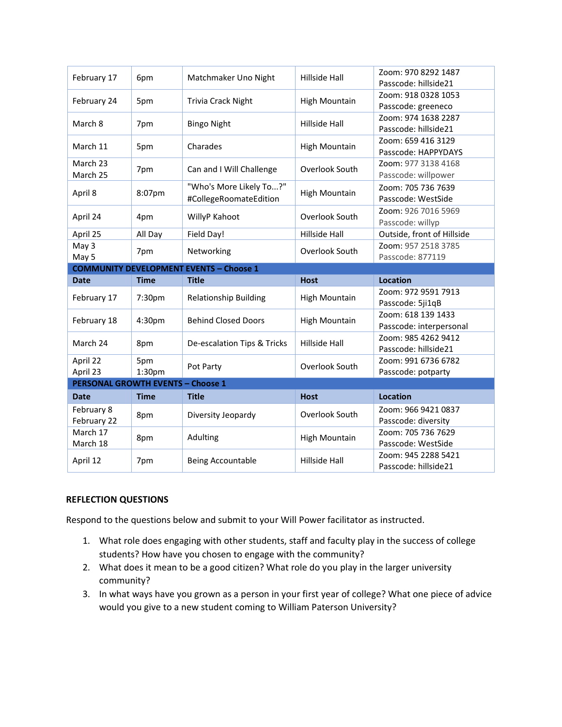| | | | | |
|---|---|---|---|---|
| February 17 | 6pm | Matchmaker Uno Night | Hillside Hall | Zoom: 970 8292 1487 Passcode: hillside21 |
| February 24 | 5pm | Trivia Crack Night | High Mountain | Zoom: 918 0328 1053 Passcode: greeneco |
| March 8 | 7pm | Bingo Night | Hillside Hall | Zoom: 974 1638 2287 Passcode: hillside21 |
| March 11 | 5pm | Charades | High Mountain | Zoom: 659 416 3129 Passcode: HAPPYDAYS |
| March 23 March 25 | 7pm | Can and I Will Challenge | Overlook South | Zoom: 977 3138 4168 Passcode: willpower |
| April 8 | 8:07pm | "Who's More Likely To...?" #CollegeRoomateEdition | High Mountain | Zoom: 705 736 7639 Passcode: WestSide |
| April 24 | 4pm | WillyP Kahoot | Overlook South | Zoom: 926 7016 5969 Passcode: willyp |
| April 25 | All Day | Field Day! | Hillside Hall | Outside, front of Hillside |
| May 3 May 5 | 7pm | Networking | Overlook South | Zoom: 957 2518 3785 Passcode: 877119 |
| **COMMUNITY DEVELOPMENT EVENTS – Choose 1** | | | | |
| **Date** | **Time** | **Title** | **Host** | **Location** |
| February 17 | 7:30pm | Relationship Building | High Mountain | Zoom: 972 9591 7913 Passcode: 5ji1qB |
| February 18 | 4:30pm | Behind Closed Doors | High Mountain | Zoom: 618 139 1433 Passcode: interpersonal |
| March 24 | 8pm | De-escalation Tips & Tricks | Hillside Hall | Zoom: 985 4262 9412 Passcode: hillside21 |
| April 22 April 23 | 5pm 1:30pm | Pot Party | Overlook South | Zoom: 991 6736 6782 Passcode: potparty |
| **PERSONAL GROWTH EVENTS – Choose 1** | | | | |
| **Date** | **Time** | **Title** | **Host** | **Location** |
| February 8 February 22 | 8pm | Diversity Jeopardy | Overlook South | Zoom: 966 9421 0837 Passcode: diversity |
| March 17 March 18 | 8pm | Adulting | High Mountain | Zoom: 705 736 7629 Passcode: WestSide |
| April 12 | 7pm | Being Accountable | Hillside Hall | Zoom: 945 2288 5421 Passcode: hillside21 |

**REFLECTION QUESTIONS**

Respond to the questions below and submit to your Will Power facilitator as instructed.

1. What role does engaging with other students, staff and faculty play in the success of college students? How have you chosen to engage with the community?
2. What does it mean to be a good citizen? What role do you play in the larger university community?
3. In what ways have you grown as a person in your first year of college? What one piece of advice would you give to a new student coming to William Paterson University?